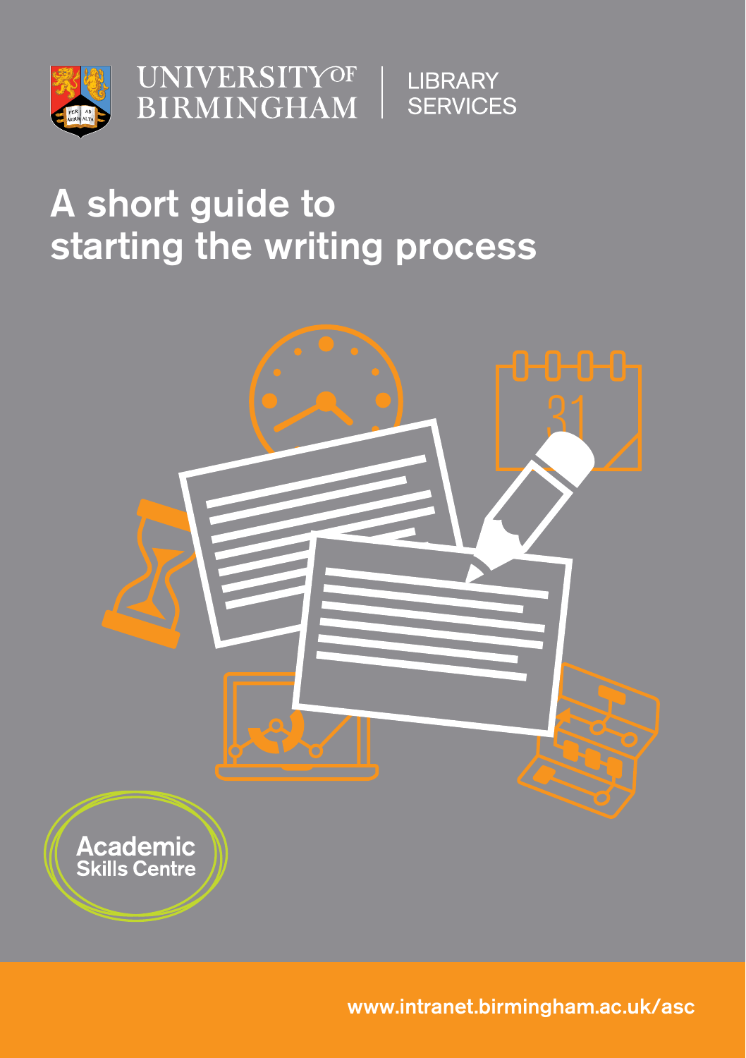UNIVERSITY OF BIRMINGHAM | LIBRARY SERVICES

# A short guide to starting the writing process

Academic Skills Centre

www.intranet.birmingham.ac.uk/asc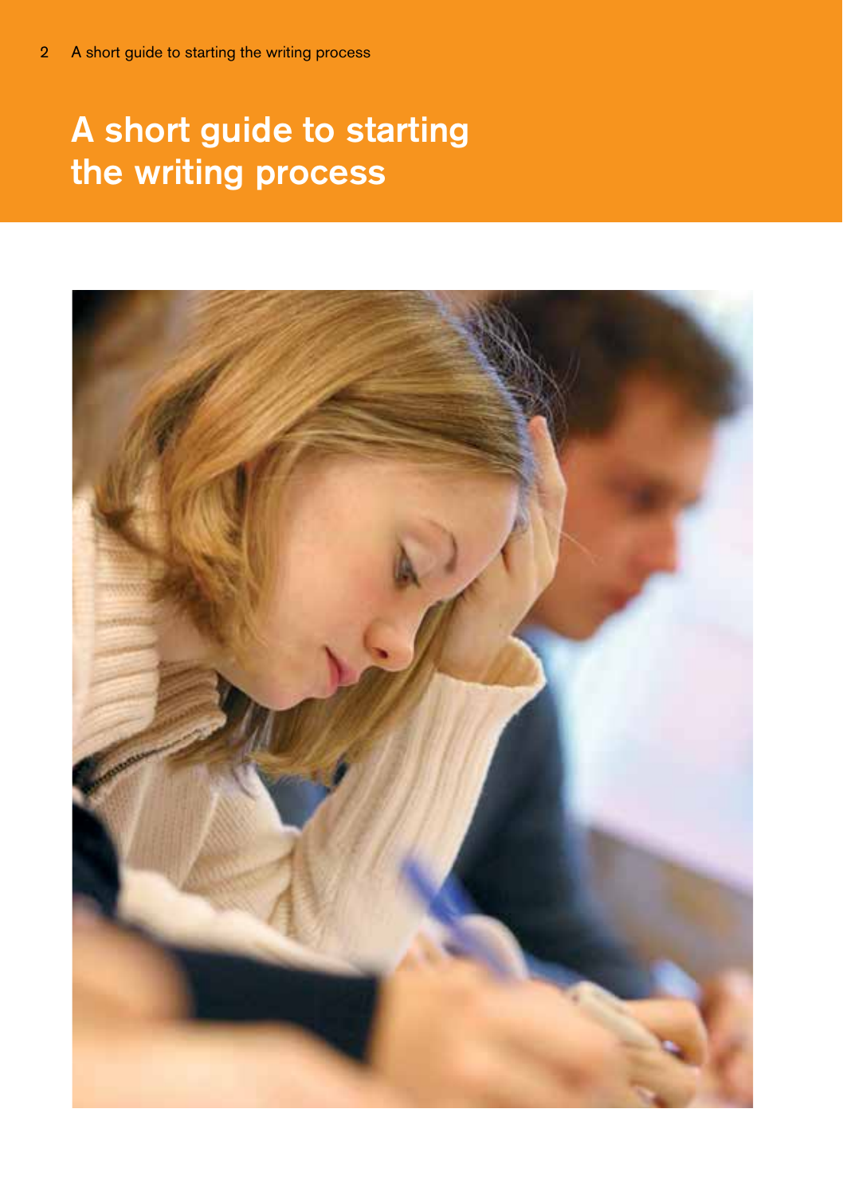# A short guide to starting the writing process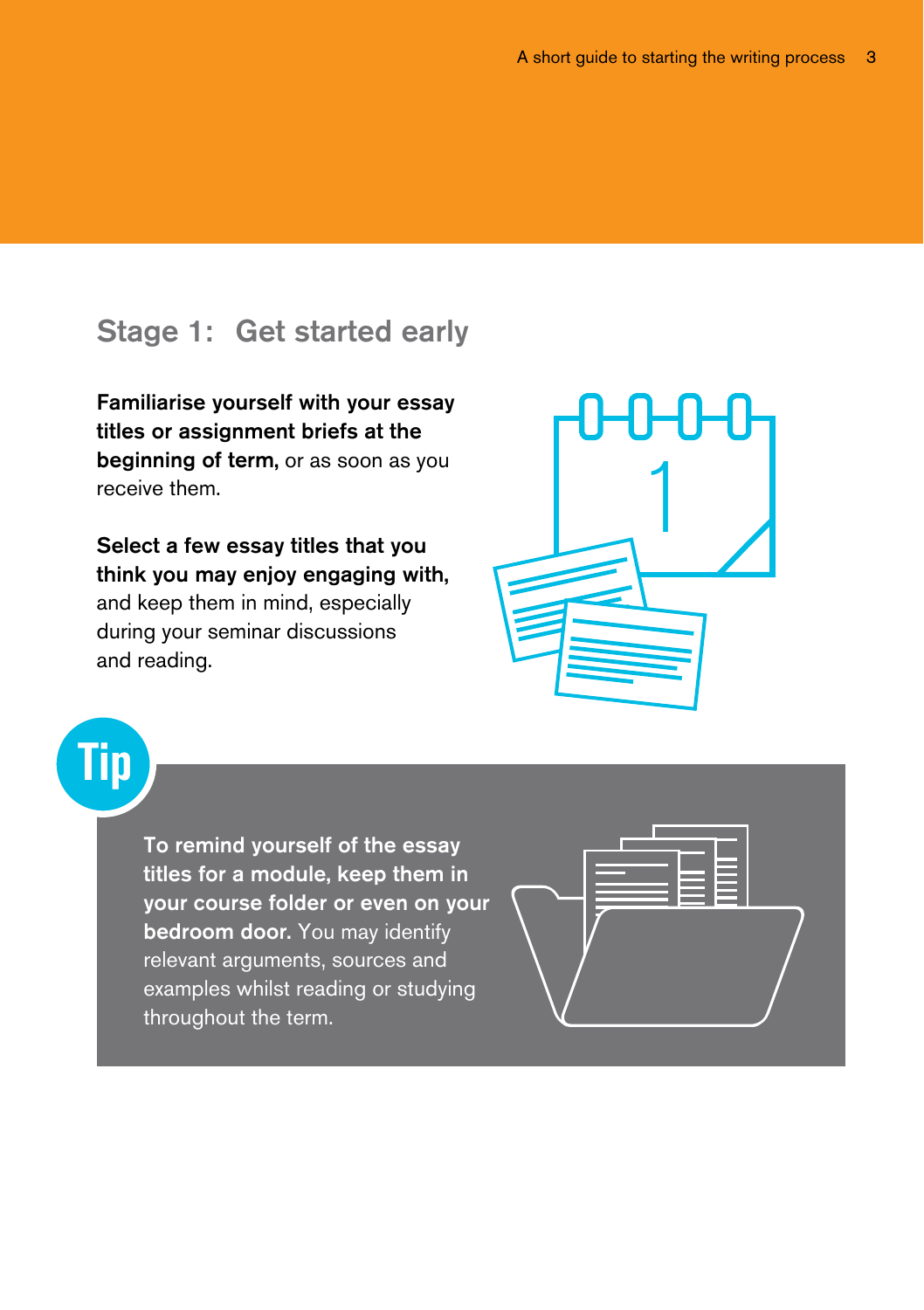## Stage 1: Get started early

**Familiarise yourself with your essay titles or assignment briefs at the beginning of term,** or as soon as you receive them.

**Select a few essay titles that you think you may enjoy engaging with,** and keep them in mind, especially during your seminar discussions and reading.

**Tip**

**To remind yourself of the essay titles for a module, keep them in your course folder or even on your bedroom door.** You may identify relevant arguments, sources and examples whilst reading or studying throughout the term.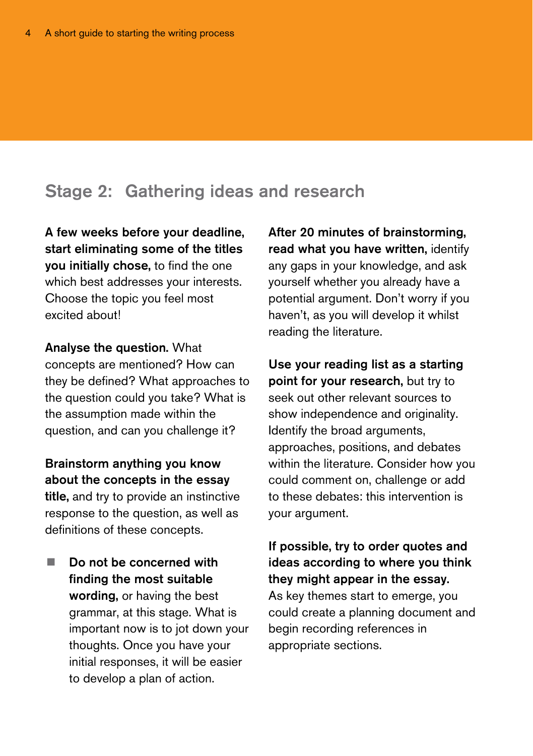## Stage 2: Gathering ideas and research

**A few weeks before your deadline, start eliminating some of the titles you initially chose,** to find the one which best addresses your interests. Choose the topic you feel most excited about!

**Analyse the question.** What concepts are mentioned? How can they be defined? What approaches to the question could you take? What is the assumption made within the question, and can you challenge it?

**Brainstorm anything you know about the concepts in the essay title,** and try to provide an instinctive response to the question, as well as definitions of these concepts.

- **Do not be concerned with finding the most suitable wording,** or having the best grammar, at this stage. What is important now is to jot down your thoughts. Once you have your initial responses, it will be easier to develop a plan of action.

**After 20 minutes of brainstorming, read what you have written,** identify any gaps in your knowledge, and ask yourself whether you already have a potential argument. Don't worry if you haven't, as you will develop it whilst reading the literature.

**Use your reading list as a starting point for your research,** but try to seek out other relevant sources to show independence and originality. Identify the broad arguments, approaches, positions, and debates within the literature. Consider how you could comment on, challenge or add to these debates: this intervention is your argument.

**If possible, try to order quotes and ideas according to where you think they might appear in the essay.** As key themes start to emerge, you could create a planning document and begin recording references in appropriate sections.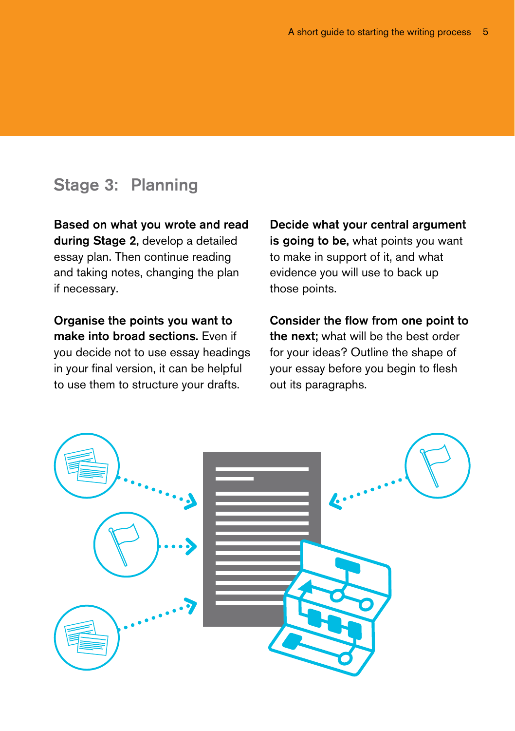## Stage 3: Planning

**Based on what you wrote and read during Stage 2,** develop a detailed essay plan. Then continue reading and taking notes, changing the plan if necessary.

**Organise the points you want to make into broad sections.** Even if you decide not to use essay headings in your final version, it can be helpful to use them to structure your drafts.

**Decide what your central argument is going to be,** what points you want to make in support of it, and what evidence you will use to back up those points.

**Consider the flow from one point to the next;** what will be the best order for your ideas? Outline the shape of your essay before you begin to flesh out its paragraphs.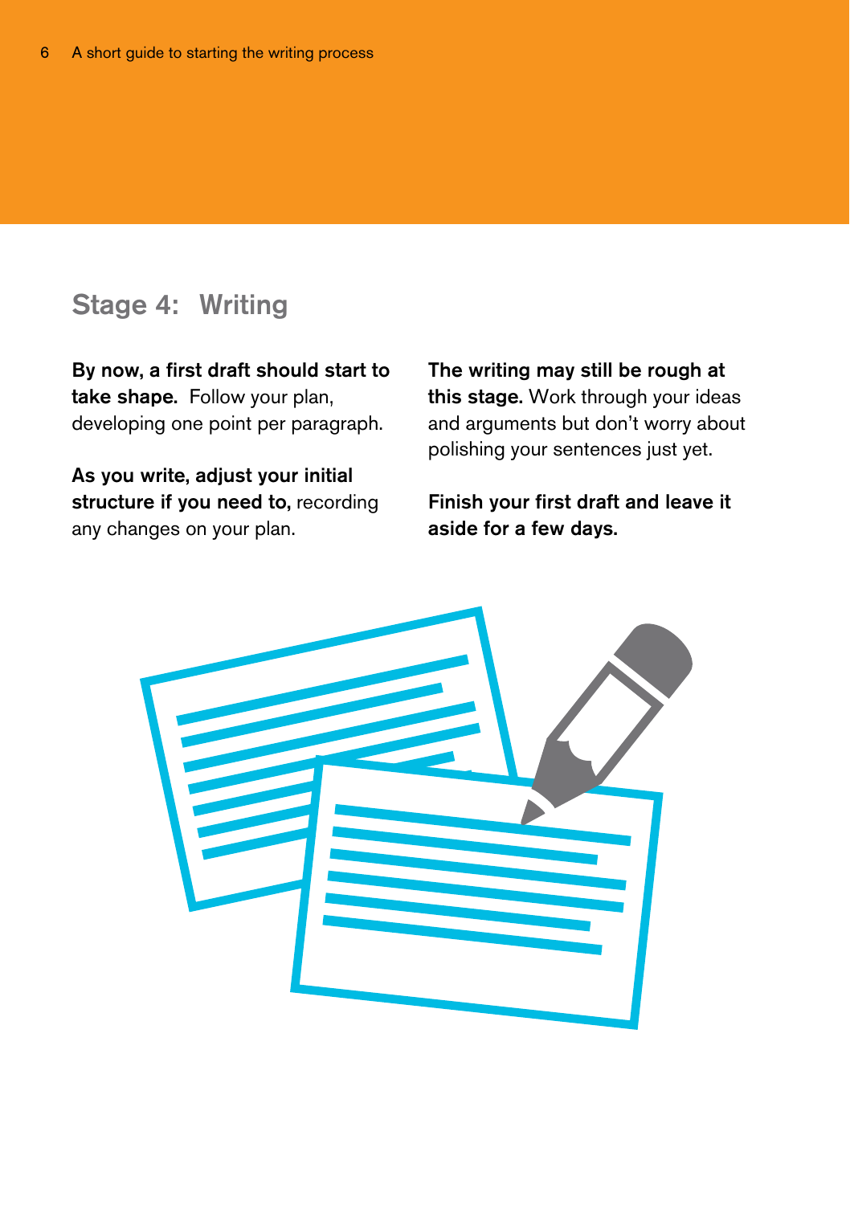## Stage 4: Writing

**By now, a first draft should start to take shape.** Follow your plan, developing one point per paragraph.

**As you write, adjust your initial structure if you need to,** recording any changes on your plan.

**The writing may still be rough at this stage.** Work through your ideas and arguments but don't worry about polishing your sentences just yet.

**Finish your first draft and leave it aside for a few days.**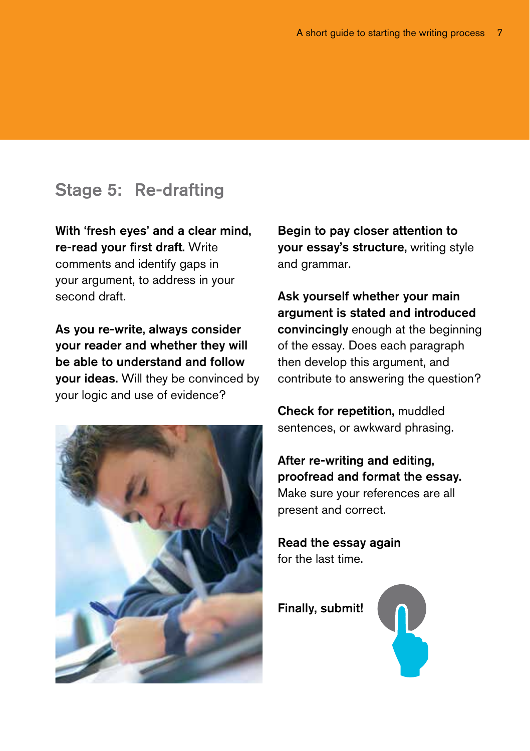## Stage 5: Re-drafting

**With 'fresh eyes' and a clear mind, re-read your first draft.** Write comments and identify gaps in your argument, to address in your second draft.

**As you re-write, always consider your reader and whether they will be able to understand and follow your ideas.** Will they be convinced by your logic and use of evidence?

**Begin to pay closer attention to your essay's structure,** writing style and grammar.

**Ask yourself whether your main argument is stated and introduced convincingly** enough at the beginning of the essay. Does each paragraph then develop this argument, and contribute to answering the question?

**Check for repetition,** muddled sentences, or awkward phrasing.

**After re-writing and editing, proofread and format the essay.** Make sure your references are all present and correct.

**Read the essay again** for the last time.

**Finally, submit!**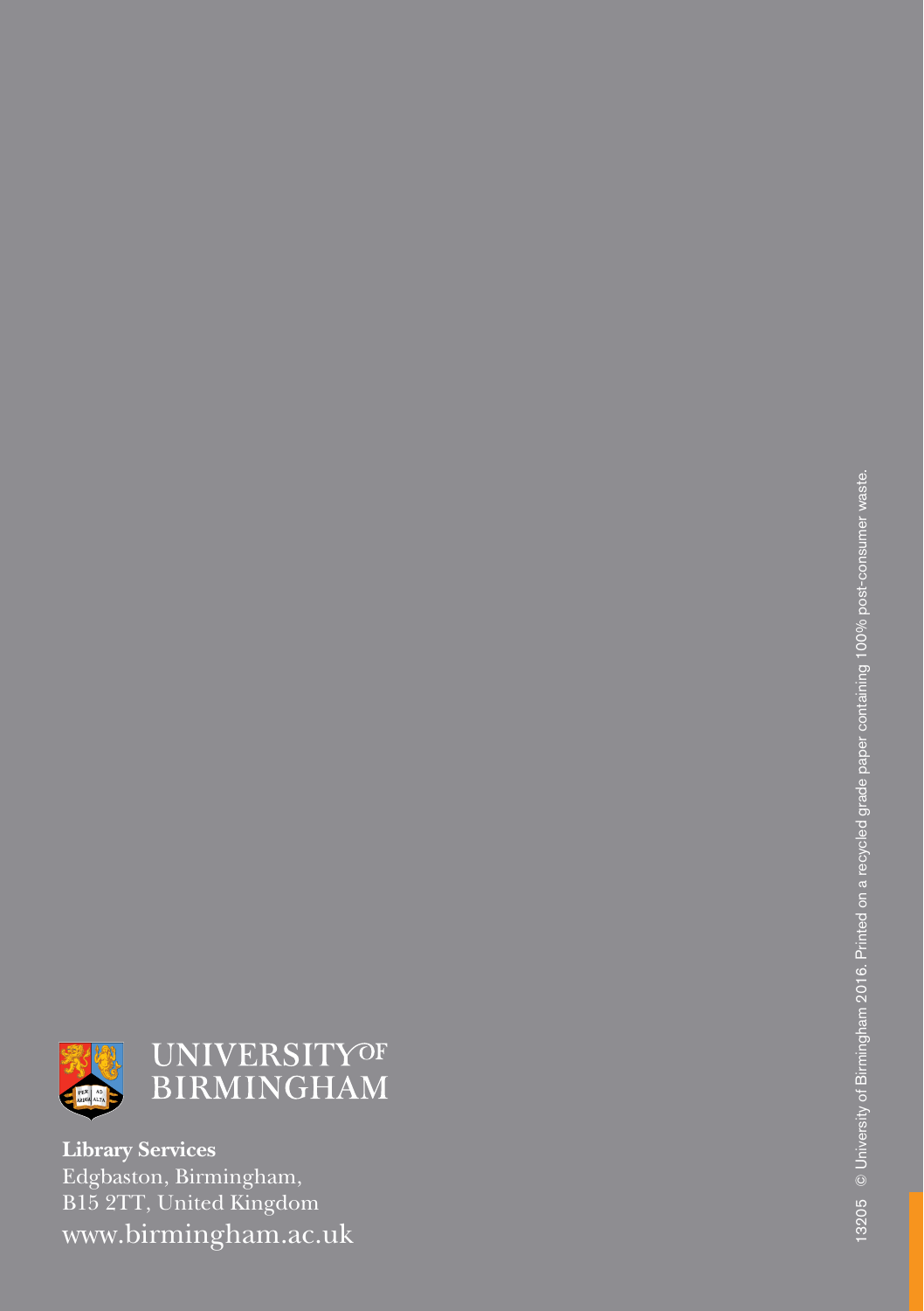UNIVERSITY OF BIRMINGHAM

**Library Services**
Edgbaston, Birmingham,
B15 2TT, United Kingdom
www.birmingham.ac.uk

13205 © University of Birmingham 2016. Printed on a recycled grade paper containing 100% post-consumer waste.